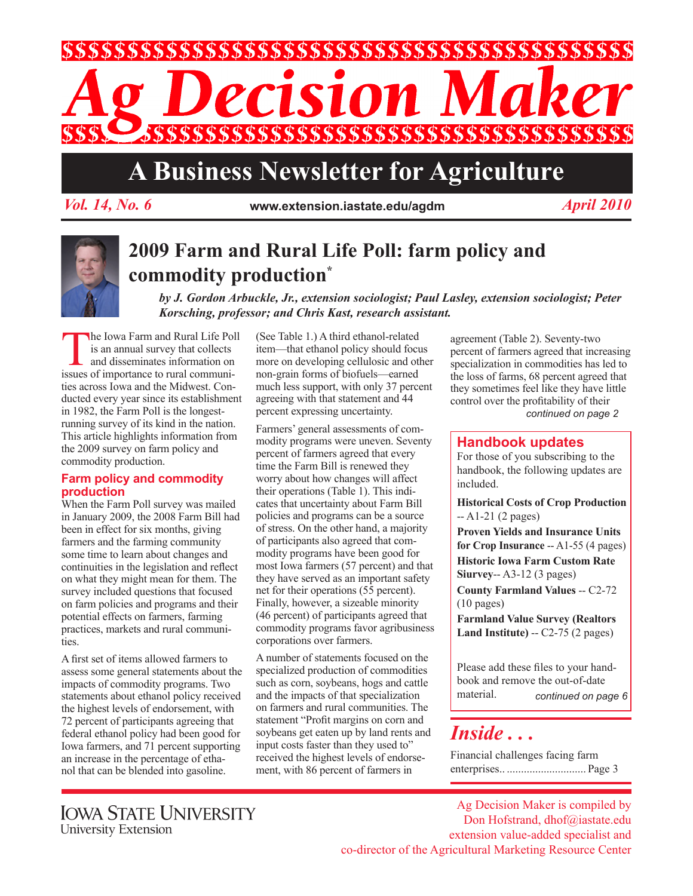# Ag Decision Maker

## A Business Newsletter for Agriculture

*Vol. 14, No. 6* — www.extension.iastate.edu/agdm — *April 2010*

# 2009 Farm and Rural Life Poll: farm policy and commodity production*

***by J. Gordon Arbuckle, Jr., extension sociologist; Paul Lasley, extension sociologist; Peter Korsching, professor; and Chris Kast, research assistant.***

The Iowa Farm and Rural Life Poll is an annual survey that collects and disseminates information on issues of importance to rural communities across Iowa and the Midwest. Conducted every year since its establishment in 1982, the Farm Poll is the longest-running survey of its kind in the nation. This article highlights information from the 2009 survey on farm policy and commodity production.

### Farm policy and commodity production

When the Farm Poll survey was mailed in January 2009, the 2008 Farm Bill had been in effect for six months, giving farmers and the farming community some time to learn about changes and continuities in the legislation and reflect on what they might mean for them. The survey included questions that focused on farm policies and programs and their potential effects on farmers, farming practices, markets and rural communities.

A first set of items allowed farmers to assess some general statements about the impacts of commodity programs. Two statements about ethanol policy received the highest levels of endorsement, with 72 percent of participants agreeing that federal ethanol policy had been good for Iowa farmers, and 71 percent supporting an increase in the percentage of ethanol that can be blended into gasoline. (See Table 1.) A third ethanol-related item—that ethanol policy should focus more on developing cellulosic and other non-grain forms of biofuels—earned much less support, with only 37 percent agreeing with that statement and 44 percent expressing uncertainty.

Farmers' general assessments of commodity programs were uneven. Seventy percent of farmers agreed that every time the Farm Bill is renewed they worry about how changes will affect their operations (Table 1). This indicates that uncertainty about Farm Bill policies and programs can be a source of stress. On the other hand, a majority of participants also agreed that commodity programs have been good for most Iowa farmers (57 percent) and that they have served as an important safety net for their operations (55 percent). Finally, however, a sizeable minority (46 percent) of participants agreed that commodity programs favor agribusiness corporations over farmers.

A number of statements focused on the specialized production of commodities such as corn, soybeans, hogs and cattle and the impacts of that specialization on farmers and rural communities. The statement "Profit margins on corn and soybeans get eaten up by land rents and input costs faster than they used to" received the highest levels of endorsement, with 86 percent of farmers in agreement (Table 2). Seventy-two percent of farmers agreed that increasing specialization in commodities has led to the loss of farms, 68 percent agreed that they sometimes feel like they have little control over the profitability of their

*continued on page 2*

### Handbook updates

For those of you subscribing to the handbook, the following updates are included.

**Historical Costs of Crop Production** -- A1-21 (2 pages)

**Proven Yields and Insurance Units for Crop Insurance** -- A1-55 (4 pages)

**Historic Iowa Farm Custom Rate Siurvey**-- A3-12 (3 pages)

**County Farmland Values** -- C2-72 (10 pages)

**Farmland Value Survey (Realtors Land Institute)** -- C2-75 (2 pages)

Please add these files to your handbook and remove the out-of-date material.

*continued on page 6*

### Inside . . .

Financial challenges facing farm enterprises.. ............................ Page 3

Iowa State University
University Extension

Ag Decision Maker is compiled by Don Hofstrand, dhof@iastate.edu
extension value-added specialist and co-director of the Agricultural Marketing Resource Center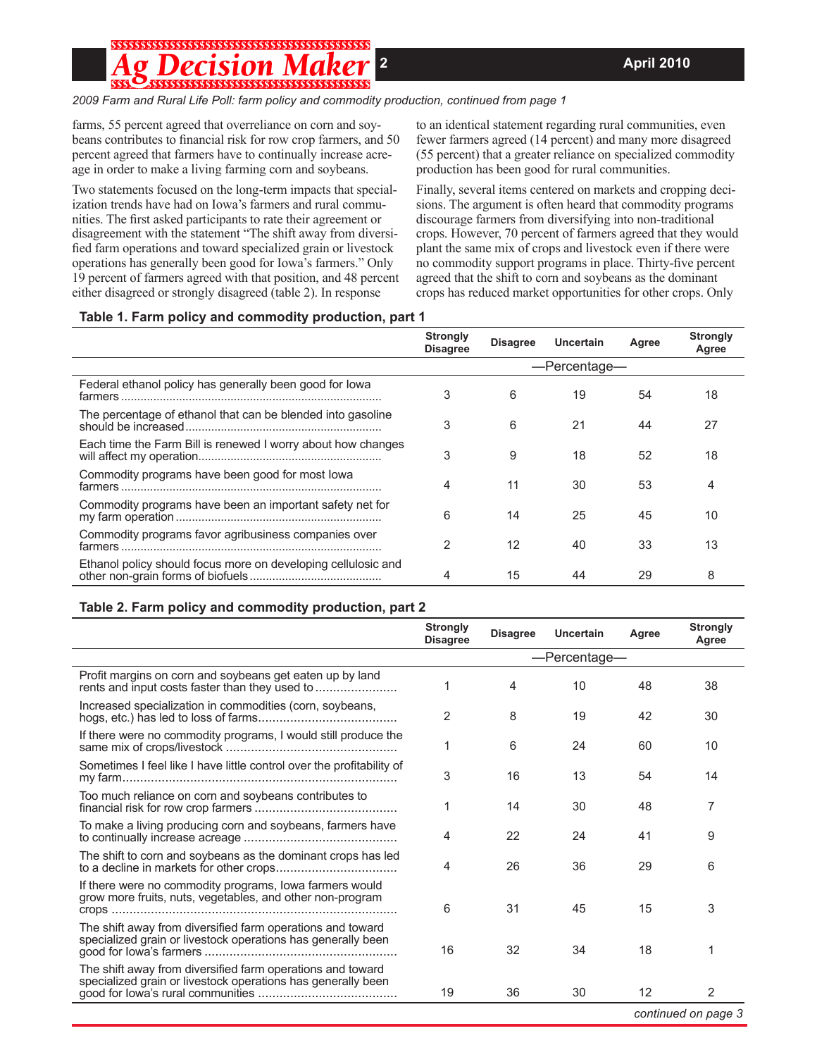*2009 Farm and Rural Life Poll: farm policy and commodity production, continued from page 1*

farms, 55 percent agreed that overreliance on corn and soybeans contributes to financial risk for row crop farmers, and 50 percent agreed that farmers have to continually increase acreage in order to make a living farming corn and soybeans.

Two statements focused on the long-term impacts that specialization trends have had on Iowa's farmers and rural communities. The first asked participants to rate their agreement or disagreement with the statement "The shift away from diversified farm operations and toward specialized grain or livestock operations has generally been good for Iowa's farmers." Only 19 percent of farmers agreed with that position, and 48 percent either disagreed or strongly disagreed (table 2). In response to an identical statement regarding rural communities, even fewer farmers agreed (14 percent) and many more disagreed (55 percent) that a greater reliance on specialized commodity production has been good for rural communities.

Finally, several items centered on markets and cropping decisions. The argument is often heard that commodity programs discourage farmers from diversifying into non-traditional crops. However, 70 percent of farmers agreed that they would plant the same mix of crops and livestock even if there were no commodity support programs in place. Thirty-five percent agreed that the shift to corn and soybeans as the dominant crops has reduced market opportunities for other crops. Only

**Table 1. Farm policy and commodity production, part 1**

| | Strongly Disagree | Disagree | Uncertain | Agree | Strongly Agree |
|---|---|---|---|---|---|
| | —Percentage— | | | | |
| Federal ethanol policy has generally been good for Iowa farmers | 3 | 6 | 19 | 54 | 18 |
| The percentage of ethanol that can be blended into gasoline should be increased | 3 | 6 | 21 | 44 | 27 |
| Each time the Farm Bill is renewed I worry about how changes will affect my operation | 3 | 9 | 18 | 52 | 18 |
| Commodity programs have been good for most Iowa farmers | 4 | 11 | 30 | 53 | 4 |
| Commodity programs have been an important safety net for my farm operation | 6 | 14 | 25 | 45 | 10 |
| Commodity programs favor agribusiness companies over farmers | 2 | 12 | 40 | 33 | 13 |
| Ethanol policy should focus more on developing cellulosic and other non-grain forms of biofuels | 4 | 15 | 44 | 29 | 8 |

**Table 2. Farm policy and commodity production, part 2**

| | Strongly Disagree | Disagree | Uncertain | Agree | Strongly Agree |
|---|---|---|---|---|---|
| | —Percentage— | | | | |
| Profit margins on corn and soybeans get eaten up by land rents and input costs faster than they used to | 1 | 4 | 10 | 48 | 38 |
| Increased specialization in commodities (corn, soybeans, hogs, etc.) has led to loss of farms | 2 | 8 | 19 | 42 | 30 |
| If there were no commodity programs, I would still produce the same mix of crops/livestock | 1 | 6 | 24 | 60 | 10 |
| Sometimes I feel like I have little control over the profitability of my farm | 3 | 16 | 13 | 54 | 14 |
| Too much reliance on corn and soybeans contributes to financial risk for row crop farmers | 1 | 14 | 30 | 48 | 7 |
| To make a living producing corn and soybeans, farmers have to continually increase acreage | 4 | 22 | 24 | 41 | 9 |
| The shift to corn and soybeans as the dominant crops has led to a decline in markets for other crops | 4 | 26 | 36 | 29 | 6 |
| If there were no commodity programs, Iowa farmers would grow more fruits, nuts, vegetables, and other non-program crops | 6 | 31 | 45 | 15 | 3 |
| The shift away from diversified farm operations and toward specialized grain or livestock operations has generally been good for Iowa's farmers | 16 | 32 | 34 | 18 | 1 |
| The shift away from diversified farm operations and toward specialized grain or livestock operations has generally been good for Iowa's rural communities | 19 | 36 | 30 | 12 | 2 |

*continued on page 3*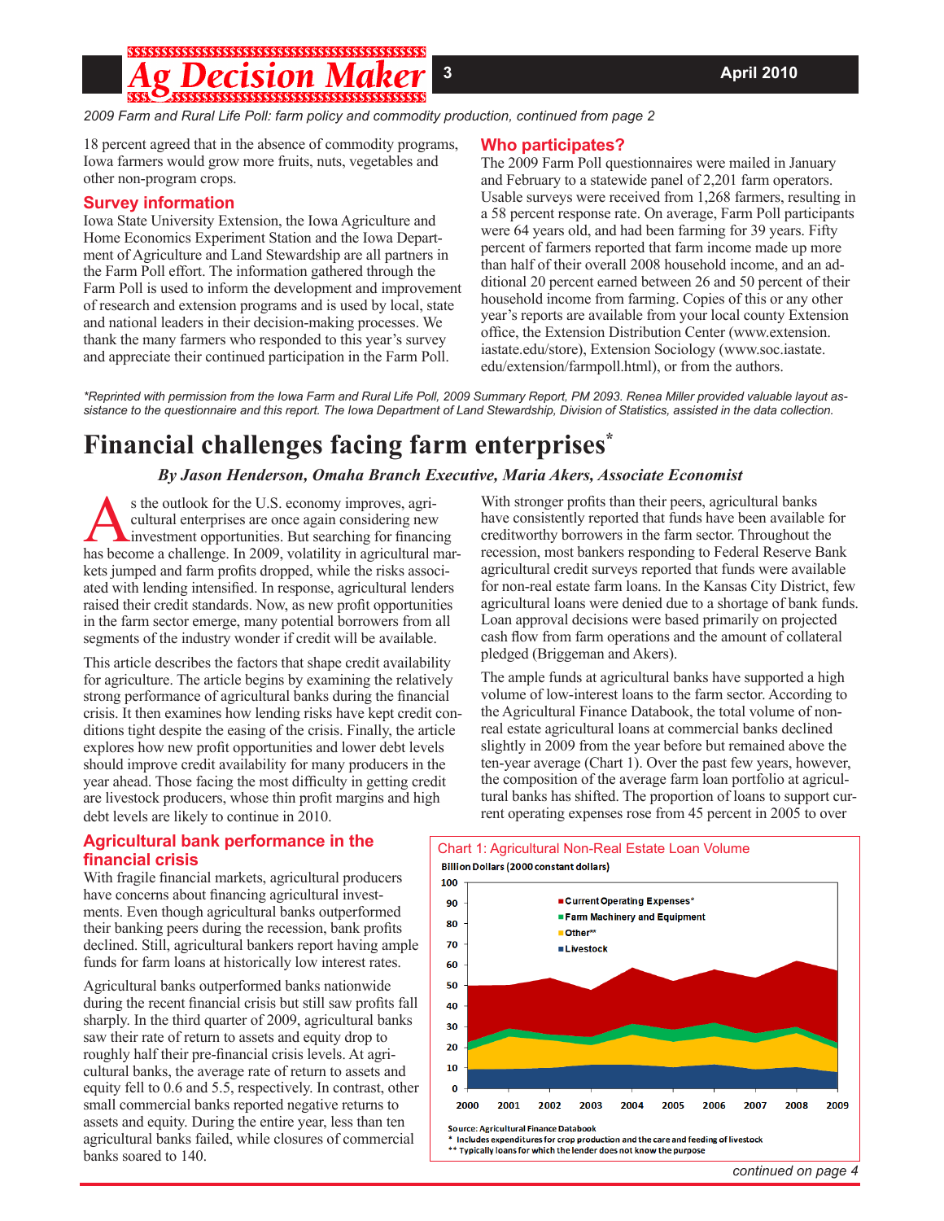*2009 Farm and Rural Life Poll: farm policy and commodity production, continued from page 2*

18 percent agreed that in the absence of commodity programs, Iowa farmers would grow more fruits, nuts, vegetables and other non-program crops.

### Survey information

Iowa State University Extension, the Iowa Agriculture and Home Economics Experiment Station and the Iowa Department of Agriculture and Land Stewardship are all partners in the Farm Poll effort. The information gathered through the Farm Poll is used to inform the development and improvement of research and extension programs and is used by local, state and national leaders in their decision-making processes. We thank the many farmers who responded to this year's survey and appreciate their continued participation in the Farm Poll.

### Who participates?

The 2009 Farm Poll questionnaires were mailed in January and February to a statewide panel of 2,201 farm operators. Usable surveys were received from 1,268 farmers, resulting in a 58 percent response rate. On average, Farm Poll participants were 64 years old, and had been farming for 39 years. Fifty percent of farmers reported that farm income made up more than half of their overall 2008 household income, and an additional 20 percent earned between 26 and 50 percent of their household income from farming. Copies of this or any other year's reports are available from your local county Extension office, the Extension Distribution Center (www.extension.iastate.edu/store), Extension Sociology (www.soc.iastate.edu/extension/farmpoll.html), or from the authors.

*\*Reprinted with permission from the Iowa Farm and Rural Life Poll, 2009 Summary Report, PM 2093. Renea Miller provided valuable layout assistance to the questionnaire and this report. The Iowa Department of Land Stewardship, Division of Statistics, assisted in the data collection.*

# Financial challenges facing farm enterprises*

***By Jason Henderson, Omaha Branch Executive, Maria Akers, Associate Economist***

As the outlook for the U.S. economy improves, agricultural enterprises are once again considering new investment opportunities. But searching for financing has become a challenge. In 2009, volatility in agricultural markets jumped and farm profits dropped, while the risks associated with lending intensified. In response, agricultural lenders raised their credit standards. Now, as new profit opportunities in the farm sector emerge, many potential borrowers from all segments of the industry wonder if credit will be available.

This article describes the factors that shape credit availability for agriculture. The article begins by examining the relatively strong performance of agricultural banks during the financial crisis. It then examines how lending risks have kept credit conditions tight despite the easing of the crisis. Finally, the article explores how new profit opportunities and lower debt levels should improve credit availability for many producers in the year ahead. Those facing the most difficulty in getting credit are livestock producers, whose thin profit margins and high debt levels are likely to continue in 2010.

### Agricultural bank performance in the financial crisis

With fragile financial markets, agricultural producers have concerns about financing agricultural investments. Even though agricultural banks outperformed their banking peers during the recession, bank profits declined. Still, agricultural bankers report having ample funds for farm loans at historically low interest rates.

Agricultural banks outperformed banks nationwide during the recent financial crisis but still saw profits fall sharply. In the third quarter of 2009, agricultural banks saw their rate of return to assets and equity drop to roughly half their pre-financial crisis levels. At agricultural banks, the average rate of return to assets and equity fell to 0.6 and 5.5, respectively. In contrast, other small commercial banks reported negative returns to assets and equity. During the entire year, less than ten agricultural banks failed, while closures of commercial banks soared to 140.

With stronger profits than their peers, agricultural banks have consistently reported that funds have been available for creditworthy borrowers in the farm sector. Throughout the recession, most bankers responding to Federal Reserve Bank agricultural credit surveys reported that funds were available for non-real estate farm loans. In the Kansas City District, few agricultural loans were denied due to a shortage of bank funds. Loan approval decisions were based primarily on projected cash flow from farm operations and the amount of collateral pledged (Briggeman and Akers).

The ample funds at agricultural banks have supported a high volume of low-interest loans to the farm sector. According to the Agricultural Finance Databook, the total volume of non-real estate agricultural loans at commercial banks declined slightly in 2009 from the year before but remained above the ten-year average (Chart 1). Over the past few years, however, the composition of the average farm loan portfolio at agricultural banks has shifted. The proportion of loans to support current operating expenses rose from 45 percent in 2005 to over

**Chart 1: Agricultural Non-Real Estate Loan Volume**

Billion Dollars (2000 constant dollars)

Legend: Current Operating Expenses*; Farm Machinery and Equipment; Other**; Livestock

Source: Agricultural Finance Databook
\* Includes expenditures for crop production and the care and feeding of livestock
\*\* Typically loans for which the lender does not know the purpose

*continued on page 4*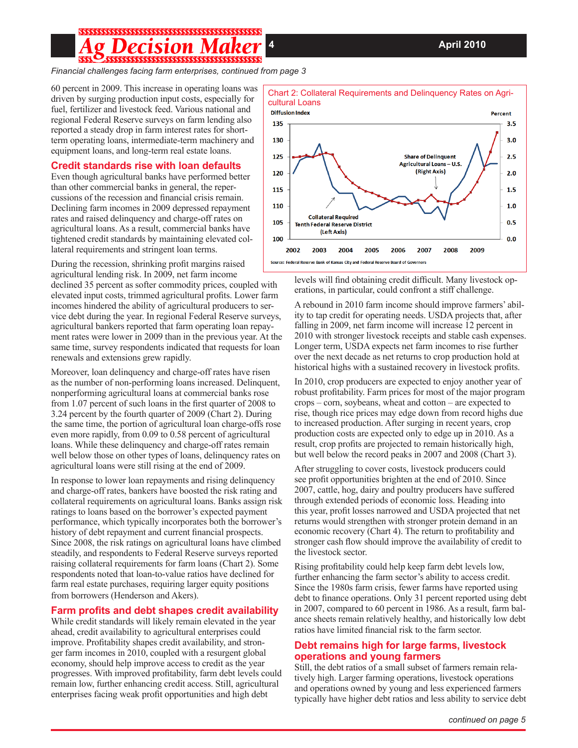*Financial challenges facing farm enterprises, continued from page 3*

60 percent in 2009. This increase in operating loans was driven by surging production input costs, especially for fuel, fertilizer and livestock feed. Various national and regional Federal Reserve surveys on farm lending also reported a steady drop in farm interest rates for short-term operating loans, intermediate-term machinery and equipment loans, and long-term real estate loans.

## Credit standards rise with loan defaults

Even though agricultural banks have performed better than other commercial banks in general, the repercussions of the recession and financial crisis remain. Declining farm incomes in 2009 depressed repayment rates and raised delinquency and charge-off rates on agricultural loans. As a result, commercial banks have tightened credit standards by maintaining elevated collateral requirements and stringent loan terms.

During the recession, shrinking profit margins raised agricultural lending risk. In 2009, net farm income declined 35 percent as softer commodity prices, coupled with elevated input costs, trimmed agricultural profits. Lower farm incomes hindered the ability of agricultural producers to service debt during the year. In regional Federal Reserve surveys, agricultural bankers reported that farm operating loan repayment rates were lower in 2009 than in the previous year. At the same time, survey respondents indicated that requests for loan renewals and extensions grew rapidly.

Moreover, loan delinquency and charge-off rates have risen as the number of non-performing loans increased. Delinquent, nonperforming agricultural loans at commercial banks rose from 1.07 percent of such loans in the first quarter of 2008 to 3.24 percent by the fourth quarter of 2009 (Chart 2). During the same time, the portion of agricultural loan charge-offs rose even more rapidly, from 0.09 to 0.58 percent of agricultural loans. While these delinquency and charge-off rates remain well below those on other types of loans, delinquency rates on agricultural loans were still rising at the end of 2009.

In response to lower loan repayments and rising delinquency and charge-off rates, bankers have boosted the risk rating and collateral requirements on agricultural loans. Banks assign risk ratings to loans based on the borrower's expected payment performance, which typically incorporates both the borrower's history of debt repayment and current financial prospects. Since 2008, the risk ratings on agricultural loans have climbed steadily, and respondents to Federal Reserve surveys reported raising collateral requirements for farm loans (Chart 2). Some respondents noted that loan-to-value ratios have declined for farm real estate purchases, requiring larger equity positions from borrowers (Henderson and Akers).

**Chart 2: Collateral Requirements and Delinquency Rates on Agricultural Loans**

Diffusion Index (left axis: Collateral Required, Tenth Federal Reserve District); Percent (right axis: Share of Delinquent Agricultural Loans – U.S.), 2002–2009

Source: Federal Reserve Bank of Kansas City and Federal Reserve Board of Governors

## Farm profits and debt shapes credit availability

While credit standards will likely remain elevated in the year ahead, credit availability to agricultural enterprises could improve. Profitability shapes credit availability, and stronger farm incomes in 2010, coupled with a resurgent global economy, should help improve access to credit as the year progresses. With improved profitability, farm debt levels could remain low, further enhancing credit access. Still, agricultural enterprises facing weak profit opportunities and high debt levels will find obtaining credit difficult. Many livestock operations, in particular, could confront a stiff challenge.

A rebound in 2010 farm income should improve farmers' ability to tap credit for operating needs. USDA projects that, after falling in 2009, net farm income will increase 12 percent in 2010 with stronger livestock receipts and stable cash expenses. Longer term, USDA expects net farm incomes to rise further over the next decade as net returns to crop production hold at historical highs with a sustained recovery in livestock profits.

In 2010, crop producers are expected to enjoy another year of robust profitability. Farm prices for most of the major program crops – corn, soybeans, wheat and cotton – are expected to rise, though rice prices may edge down from record highs due to increased production. After surging in recent years, crop production costs are expected only to edge up in 2010. As a result, crop profits are projected to remain historically high, but well below the record peaks in 2007 and 2008 (Chart 3).

After struggling to cover costs, livestock producers could see profit opportunities brighten at the end of 2010. Since 2007, cattle, hog, dairy and poultry producers have suffered through extended periods of economic loss. Heading into this year, profit losses narrowed and USDA projected that net returns would strengthen with stronger protein demand in an economic recovery (Chart 4). The return to profitability and stronger cash flow should improve the availability of credit to the livestock sector.

Rising profitability could help keep farm debt levels low, further enhancing the farm sector's ability to access credit. Since the 1980s farm crisis, fewer farms have reported using debt to finance operations. Only 31 percent reported using debt in 2007, compared to 60 percent in 1986. As a result, farm balance sheets remain relatively healthy, and historically low debt ratios have limited financial risk to the farm sector.

## Debt remains high for large farms, livestock operations and young farmers

Still, the debt ratios of a small subset of farmers remain relatively high. Larger farming operations, livestock operations and operations owned by young and less experienced farmers typically have higher debt ratios and less ability to service debt

*continued on page 5*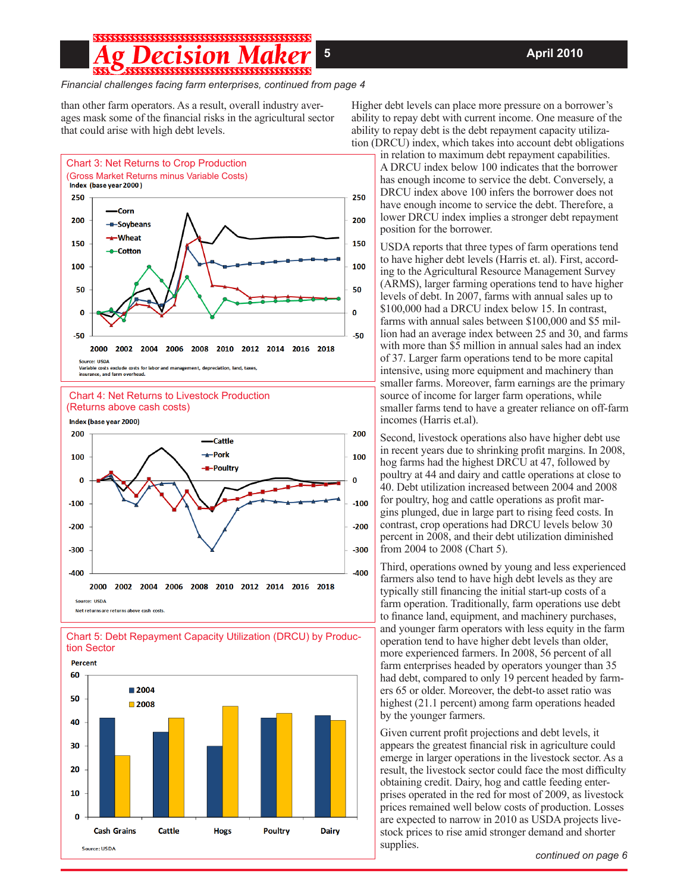*Financial challenges facing farm enterprises, continued from page 4*

than other farm operators. As a result, overall industry averages mask some of the financial risks in the agricultural sector that could arise with high debt levels.

**Chart 3: Net Returns to Crop Production**
(Gross Market Returns minus Variable Costs)

Index (base year 2000)

Source: USDA
Variable costs exclude costs for labor and management, depreciation, land, taxes, insurance, and farm overhead.

**Chart 4: Net Returns to Livestock Production**
(Returns above cash costs)

Index (base year 2000)

Source: USDA
Net returns are returns above cash costs.

**Chart 5: Debt Repayment Capacity Utilization (DRCU) by Production Sector**

Percent

Source: USDA

Higher debt levels can place more pressure on a borrower's ability to repay debt with current income. One measure of the ability to repay debt is the debt repayment capacity utilization (DRCU) index, which takes into account debt obligations in relation to maximum debt repayment capabilities. A DRCU index below 100 indicates that the borrower has enough income to service the debt. Conversely, a DRCU index above 100 infers the borrower does not have enough income to service the debt. Therefore, a lower DRCU index implies a stronger debt repayment position for the borrower.

USDA reports that three types of farm operations tend to have higher debt levels (Harris et. al). First, according to the Agricultural Resource Management Survey (ARMS), larger farming operations tend to have higher levels of debt. In 2007, farms with annual sales up to $100,000 had a DRCU index below 15. In contrast, farms with annual sales between $100,000 and $5 million had an average index between 25 and 30, and farms with more than $5 million in annual sales had an index of 37. Larger farm operations tend to be more capital intensive, using more equipment and machinery than smaller farms. Moreover, farm earnings are the primary source of income for larger farm operations, while smaller farms tend to have a greater reliance on off-farm incomes (Harris et.al).

Second, livestock operations also have higher debt use in recent years due to shrinking profit margins. In 2008, hog farms had the highest DRCU at 47, followed by poultry at 44 and dairy and cattle operations at close to 40. Debt utilization increased between 2004 and 2008 for poultry, hog and cattle operations as profit margins plunged, due in large part to rising feed costs. In contrast, crop operations had DRCU levels below 30 percent in 2008, and their debt utilization diminished from 2004 to 2008 (Chart 5).

Third, operations owned by young and less experienced farmers also tend to have high debt levels as they are typically still financing the initial start-up costs of a farm operation. Traditionally, farm operations use debt to finance land, equipment, and machinery purchases, and younger farm operators with less equity in the farm operation tend to have higher debt levels than older, more experienced farmers. In 2008, 56 percent of all farm enterprises headed by operators younger than 35 had debt, compared to only 19 percent headed by farmers 65 or older. Moreover, the debt-to asset ratio was highest (21.1 percent) among farm operations headed by the younger farmers.

Given current profit projections and debt levels, it appears the greatest financial risk in agriculture could emerge in larger operations in the livestock sector. As a result, the livestock sector could face the most difficulty obtaining credit. Dairy, hog and cattle feeding enterprises operated in the red for most of 2009, as livestock prices remained well below costs of production. Losses are expected to narrow in 2010 as USDA projects livestock prices to rise amid stronger demand and shorter supplies.

*continued on page 6*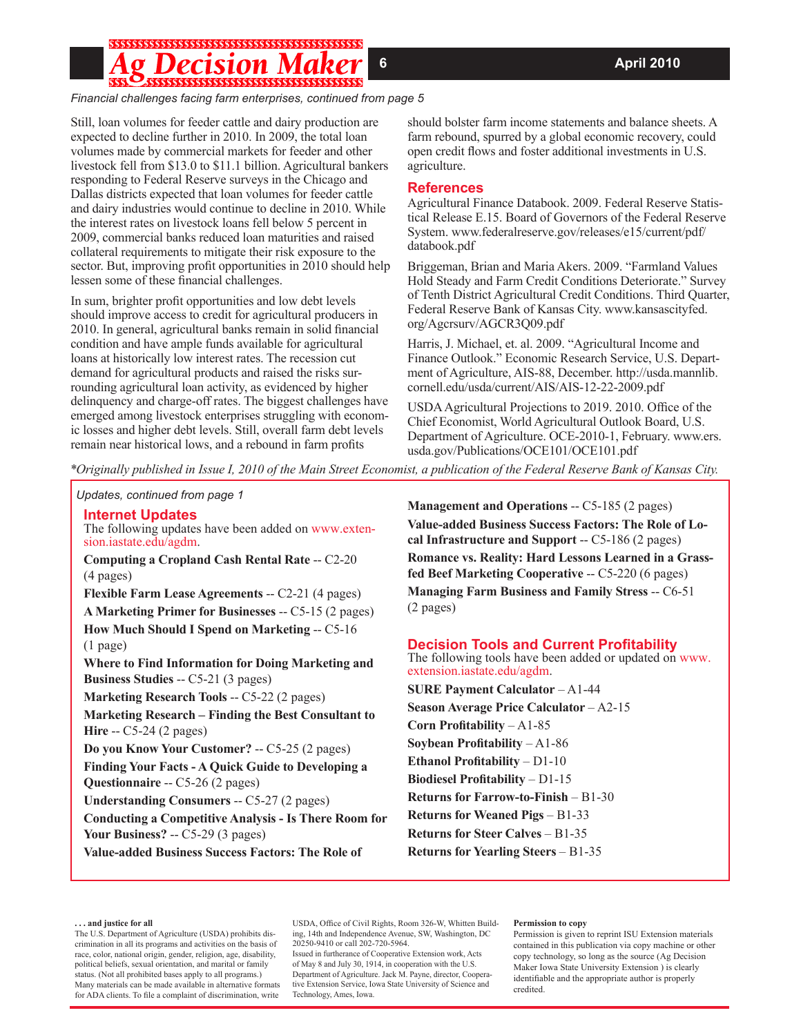*Financial challenges facing farm enterprises, continued from page 5*

Still, loan volumes for feeder cattle and dairy production are expected to decline further in 2010. In 2009, the total loan volumes made by commercial markets for feeder and other livestock fell from $13.0 to $11.1 billion. Agricultural bankers responding to Federal Reserve surveys in the Chicago and Dallas districts expected that loan volumes for feeder cattle and dairy industries would continue to decline in 2010. While the interest rates on livestock loans fell below 5 percent in 2009, commercial banks reduced loan maturities and raised collateral requirements to mitigate their risk exposure to the sector. But, improving profit opportunities in 2010 should help lessen some of these financial challenges.

In sum, brighter profit opportunities and low debt levels should improve access to credit for agricultural producers in 2010. In general, agricultural banks remain in solid financial condition and have ample funds available for agricultural loans at historically low interest rates. The recession cut demand for agricultural products and raised the risks surrounding agricultural loan activity, as evidenced by higher delinquency and charge-off rates. The biggest challenges have emerged among livestock enterprises struggling with economic losses and higher debt levels. Still, overall farm debt levels remain near historical lows, and a rebound in farm profits should bolster farm income statements and balance sheets. A farm rebound, spurred by a global economic recovery, could open credit flows and foster additional investments in U.S. agriculture.

## References

Agricultural Finance Databook. 2009. Federal Reserve Statistical Release E.15. Board of Governors of the Federal Reserve System. www.federalreserve.gov/releases/e15/current/pdf/databook.pdf

Briggeman, Brian and Maria Akers. 2009. "Farmland Values Hold Steady and Farm Credit Conditions Deteriorate." Survey of Tenth District Agricultural Credit Conditions. Third Quarter, Federal Reserve Bank of Kansas City. www.kansascityfed.org/Agcrsurv/AGCR3Q09.pdf

Harris, J. Michael, et. al. 2009. "Agricultural Income and Finance Outlook." Economic Research Service, U.S. Department of Agriculture, AIS-88, December. http://usda.mannlib.cornell.edu/usda/current/AIS/AIS-12-22-2009.pdf

USDA Agricultural Projections to 2019. 2010. Office of the Chief Economist, World Agricultural Outlook Board, U.S. Department of Agriculture. OCE-2010-1, February. www.ers.usda.gov/Publications/OCE101/OCE101.pdf

*\*Originally published in Issue I, 2010 of the Main Street Economist, a publication of the Federal Reserve Bank of Kansas City.*

---

*Updates, continued from page 1*

## Internet Updates

The following updates have been added on www.extension.iastate.edu/agdm.

**Computing a Cropland Cash Rental Rate** -- C2-20 (4 pages)

**Flexible Farm Lease Agreements** -- C2-21 (4 pages)

**A Marketing Primer for Businesses** -- C5-15 (2 pages)

**How Much Should I Spend on Marketing** -- C5-16 (1 page)

**Where to Find Information for Doing Marketing and Business Studies** -- C5-21 (3 pages)

**Marketing Research Tools** -- C5-22 (2 pages)

**Marketing Research – Finding the Best Consultant to Hire** -- C5-24 (2 pages)

**Do you Know Your Customer?** -- C5-25 (2 pages)

**Finding Your Facts - A Quick Guide to Developing a Questionnaire** -- C5-26 (2 pages)

**Understanding Consumers** -- C5-27 (2 pages)

**Conducting a Competitive Analysis - Is There Room for Your Business?** -- C5-29 (3 pages)

**Value-added Business Success Factors: The Role of Management and Operations** -- C5-185 (2 pages)

**Value-added Business Success Factors: The Role of Local Infrastructure and Support** -- C5-186 (2 pages)

**Romance vs. Reality: Hard Lessons Learned in a Grass-fed Beef Marketing Cooperative** -- C5-220 (6 pages)

**Managing Farm Business and Family Stress** -- C6-51 (2 pages)

## Decision Tools and Current Profitability

The following tools have been added or updated on www.extension.iastate.edu/agdm.

**SURE Payment Calculator** – A1-44

**Season Average Price Calculator** – A2-15

**Corn Profitability** – A1-85

**Soybean Profitability** – A1-86

**Ethanol Profitability** – D1-10

**Biodiesel Profitability** – D1-15

**Returns for Farrow-to-Finish** – B1-30

**Returns for Weaned Pigs** – B1-33

**Returns for Steer Calves** – B1-35

**Returns for Yearling Steers** – B1-35

---

**. . . and justice for all**
The U.S. Department of Agriculture (USDA) prohibits discrimination in all its programs and activities on the basis of race, color, national origin, gender, religion, age, disability, political beliefs, sexual orientation, and marital or family status. (Not all prohibited bases apply to all programs.) Many materials can be made available in alternative formats for ADA clients. To file a complaint of discrimination, write USDA, Office of Civil Rights, Room 326-W, Whitten Building, 14th and Independence Avenue, SW, Washington, DC 20250-9410 or call 202-720-5964.
Issued in furtherance of Cooperative Extension work, Acts of May 8 and July 30, 1914, in cooperation with the U.S. Department of Agriculture. Jack M. Payne, director, Cooperative Extension Service, Iowa State University of Science and Technology, Ames, Iowa.

**Permission to copy**
Permission is given to reprint ISU Extension materials contained in this publication via copy machine or other copy technology, so long as the source (Ag Decision Maker Iowa State University Extension ) is clearly identifiable and the appropriate author is properly credited.